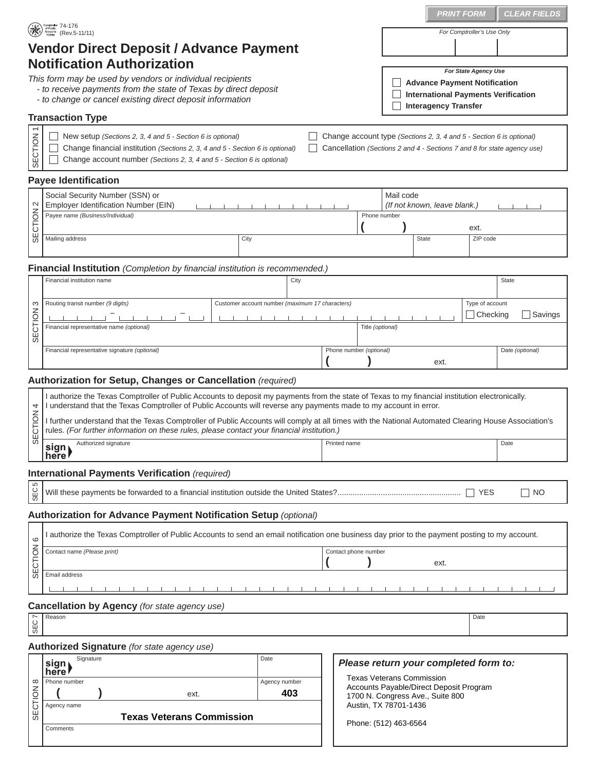PRINT FORM | CLEAR FIELDS

74-176
(Rev.5-11/11)

# Vendor Direct Deposit / Advance Payment Notification Authorization

*This form may be used by vendors or individual recipients*
*- to receive payments from the state of Texas by direct deposit*
*- to change or cancel existing direct deposit information*

*For Comptroller's Use Only*

*For State Agency Use*
- ☐ **Advance Payment Notification**
- ☐ **International Payments Verification**
- ☐ **Interagency Transfer**

## Transaction Type

SECTION 1

- ☐ New setup *(Sections 2, 3, 4 and 5 - Section 6 is optional)*
- ☐ Change financial institution *(Sections 2, 3, 4 and 5 - Section 6 is optional)*
- ☐ Change account number *(Sections 2, 3, 4 and 5 - Section 6 is optional)*
- ☐ Change account type *(Sections 2, 3, 4 and 5 - Section 6 is optional)*
- ☐ Cancellation *(Sections 2 and 4 - Sections 7 and 8 for state agency use)*

## Payee Identification

SECTION 2

| Social Security Number (SSN) or Employer Identification Number (EIN) | | Mail code *(If not known, leave blank.)* | |
|---|---|---|---|
| Payee name *(Business/Individual)* | | Phone number ( ) ext. | |
| Mailing address | City | State | ZIP code |

## Financial Institution *(Completion by financial institution is recommended.)*

SECTION 3

| Financial institution name | City | | State |
|---|---|---|---|
| Routing transit number *(9 digits)* | Customer account number *(maximum 17 characters)* | | Type of account ☐ Checking ☐ Savings |
| Financial representative name *(optional)* | | Title *(optional)* | |
| Financial representative signature *(optional)* | Phone number *(optional)* ( ) ext. | | Date *(optional)* |

## Authorization for Setup, Changes or Cancellation *(required)*

SECTION 4

I authorize the Texas Comptroller of Public Accounts to deposit my payments from the state of Texas to my financial institution electronically. I understand that the Texas Comptroller of Public Accounts will reverse any payments made to my account in error.

I further understand that the Texas Comptroller of Public Accounts will comply at all times with the National Automated Clearing House Association's rules. *(For further information on these rules, please contact your financial institution.)*

| sign here ▶ Authorized signature | Printed name | Date |
|---|---|---|

## International Payments Verification *(required)*

SEC 5

Will these payments be forwarded to a financial institution outside the United States?.......................................................... ☐ YES ☐ NO

## Authorization for Advance Payment Notification Setup *(optional)*

SECTION 6

I authorize the Texas Comptroller of Public Accounts to send an email notification one business day prior to the payment posting to my account.

| Contact name *(Please print)* | Contact phone number ( ) ext. |
|---|---|
| Email address | |

## Cancellation by Agency *(for state agency use)*

SEC 7

| Reason | Date |
|---|---|

## Authorized Signature *(for state agency use)*

SECTION 8

| sign here ▶ Signature | Date |
|---|---|
| Phone number ( ) ext. | Agency number **403** |
| Agency name **Texas Veterans Commission** | |
| Comments | |

***Please return your completed form to:***

Texas Veterans Commission
Accounts Payable/Direct Deposit Program
1700 N. Congress Ave., Suite 800
Austin, TX 78701-1436

Phone: (512) 463-6564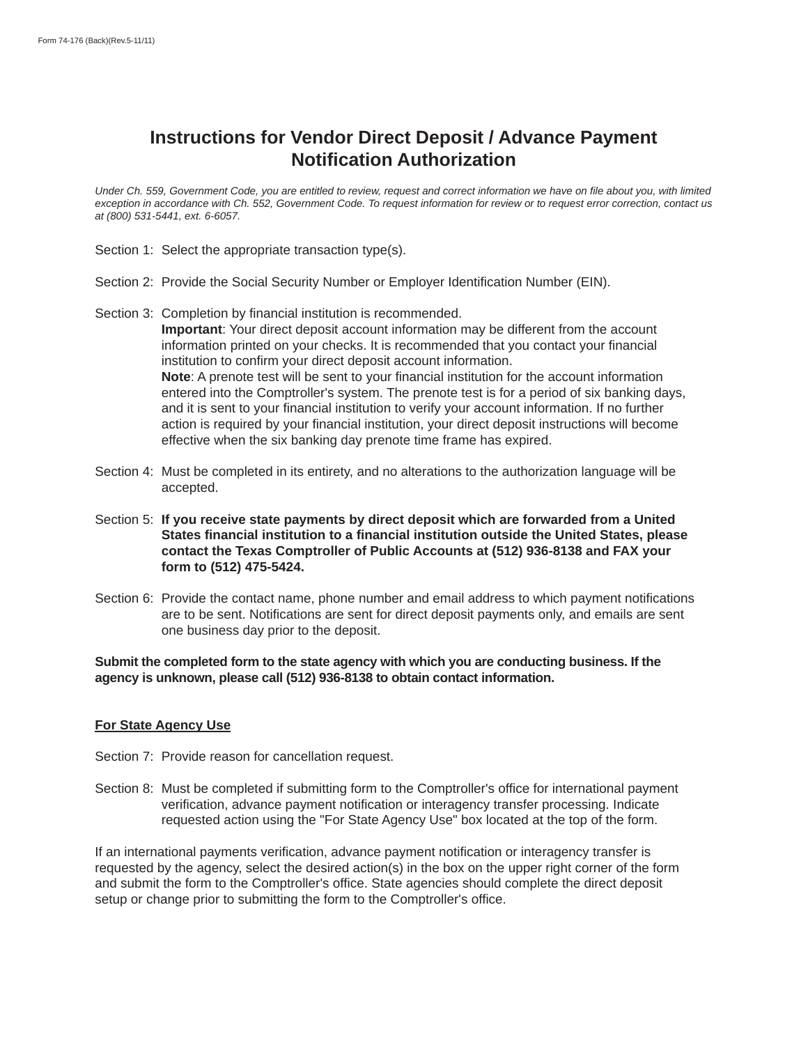# Instructions for Vendor Direct Deposit / Advance Payment Notification Authorization

*Under Ch. 559, Government Code, you are entitled to review, request and correct information we have on file about you, with limited exception in accordance with Ch. 552, Government Code. To request information for review or to request error correction, contact us at (800) 531-5441, ext. 6-6057.*

Section 1: Select the appropriate transaction type(s).

Section 2: Provide the Social Security Number or Employer Identification Number (EIN).

Section 3: Completion by financial institution is recommended.
**Important**: Your direct deposit account information may be different from the account information printed on your checks. It is recommended that you contact your financial institution to confirm your direct deposit account information.
**Note**: A prenote test will be sent to your financial institution for the account information entered into the Comptroller's system. The prenote test is for a period of six banking days, and it is sent to your financial institution to verify your account information. If no further action is required by your financial institution, your direct deposit instructions will become effective when the six banking day prenote time frame has expired.

Section 4: Must be completed in its entirety, and no alterations to the authorization language will be accepted.

Section 5: **If you receive state payments by direct deposit which are forwarded from a United States financial institution to a financial institution outside the United States, please contact the Texas Comptroller of Public Accounts at (512) 936-8138 and FAX your form to (512) 475-5424.**

Section 6: Provide the contact name, phone number and email address to which payment notifications are to be sent. Notifications are sent for direct deposit payments only, and emails are sent one business day prior to the deposit.

**Submit the completed form to the state agency with which you are conducting business. If the agency is unknown, please call (512) 936-8138 to obtain contact information.**

**For State Agency Use**

Section 7: Provide reason for cancellation request.

Section 8: Must be completed if submitting form to the Comptroller's office for international payment verification, advance payment notification or interagency transfer processing. Indicate requested action using the "For State Agency Use" box located at the top of the form.

If an international payments verification, advance payment notification or interagency transfer is requested by the agency, select the desired action(s) in the box on the upper right corner of the form and submit the form to the Comptroller's office. State agencies should complete the direct deposit setup or change prior to submitting the form to the Comptroller's office.